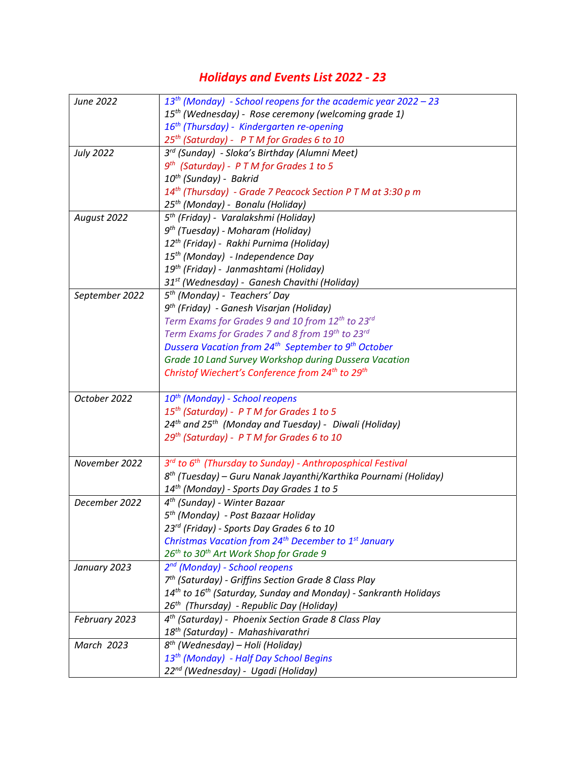# *Holidays and Events List 2022 - 23*

| | |
|---|---|
| *June 2022* | *13th (Monday) - School reopens for the academic year 2022 – 23*<br>*15th (Wednesday) - Rose ceremony (welcoming grade 1)*<br>*16th (Thursday) - Kindergarten re-opening*<br>*25th (Saturday) - P T M for Grades 6 to 10* |
| *July 2022* | *3rd (Sunday) - Sloka's Birthday (Alumni Meet)*<br>*9th (Saturday) - P T M for Grades 1 to 5*<br>*10th (Sunday) - Bakrid*<br>*14th (Thursday) - Grade 7 Peacock Section P T M at 3:30 p m*<br>*25th (Monday) - Bonalu (Holiday)* |
| *August 2022* | *5th (Friday) - Varalakshmi (Holiday)*<br>*9th (Tuesday) - Moharam (Holiday)*<br>*12th (Friday) - Rakhi Purnima (Holiday)*<br>*15th (Monday) - Independence Day*<br>*19th (Friday) - Janmashtami (Holiday)*<br>*31st (Wednesday) - Ganesh Chavithi (Holiday)* |
| *September 2022* | *5th (Monday) - Teachers' Day*<br>*9th (Friday) - Ganesh Visarjan (Holiday)*<br>*Term Exams for Grades 9 and 10 from 12th to 23rd*<br>*Term Exams for Grades 7 and 8 from 19th to 23rd*<br>*Dussera Vacation from 24th September to 9th October*<br>*Grade 10 Land Survey Workshop during Dussera Vacation*<br>*Christof Wiechert's Conference from 24th to 29th* |
| *October 2022* | *10th (Monday) - School reopens*<br>*15th (Saturday) - P T M for Grades 1 to 5*<br>*24th and 25th (Monday and Tuesday) - Diwali (Holiday)*<br>*29th (Saturday) - P T M for Grades 6 to 10* |
| *November 2022* | *3rd to 6th (Thursday to Sunday) - Anthroposphical Festival*<br>*8th (Tuesday) – Guru Nanak Jayanthi/Karthika Pournami (Holiday)*<br>*14th (Monday) - Sports Day Grades 1 to 5* |
| *December 2022* | *4th (Sunday) - Winter Bazaar*<br>*5th (Monday) - Post Bazaar Holiday*<br>*23rd (Friday) - Sports Day Grades 6 to 10*<br>*Christmas Vacation from 24th December to 1st January*<br>*26th to 30th Art Work Shop for Grade 9* |
| *January 2023* | *2nd (Monday) - School reopens*<br>*7th (Saturday) - Griffins Section Grade 8 Class Play*<br>*14th to 16th (Saturday, Sunday and Monday) - Sankranth Holidays*<br>*26th (Thursday) - Republic Day (Holiday)* |
| *February 2023* | *4th (Saturday) - Phoenix Section Grade 8 Class Play*<br>*18th (Saturday) - Mahashivarathri* |
| *March 2023* | *8th (Wednesday) – Holi (Holiday)*<br>*13th (Monday) - Half Day School Begins*<br>*22nd (Wednesday) - Ugadi (Holiday)* |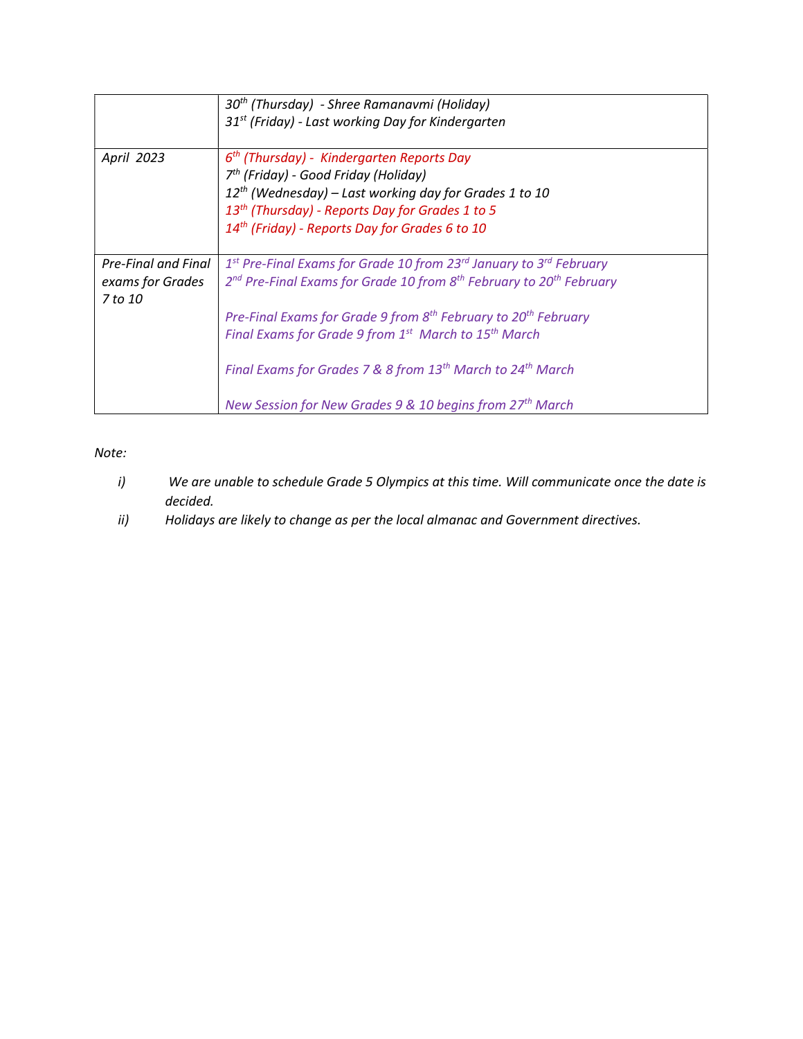| | |
|---|---|
| | *30th (Thursday) - Shree Ramanavmi (Holiday)*<br>*31st (Friday) - Last working Day for Kindergarten* |
| *April 2023* | *6th (Thursday) - Kindergarten Reports Day*<br>*7th (Friday) - Good Friday (Holiday)*<br>*12th (Wednesday) – Last working day for Grades 1 to 10*<br>*13th (Thursday) - Reports Day for Grades 1 to 5*<br>*14th (Friday) - Reports Day for Grades 6 to 10* |
| *Pre-Final and Final exams for Grades 7 to 10* | *1st Pre-Final Exams for Grade 10 from 23rd January to 3rd February*<br>*2nd Pre-Final Exams for Grade 10 from 8th February to 20th February*<br><br>*Pre-Final Exams for Grade 9 from 8th February to 20th February*<br>*Final Exams for Grade 9 from 1st March to 15th March*<br><br>*Final Exams for Grades 7 & 8 from 13th March to 24th March*<br><br>*New Session for New Grades 9 & 10 begins from 27th March* |

*Note:*

*i) We are unable to schedule Grade 5 Olympics at this time. Will communicate once the date is decided.*

*ii) Holidays are likely to change as per the local almanac and Government directives.*